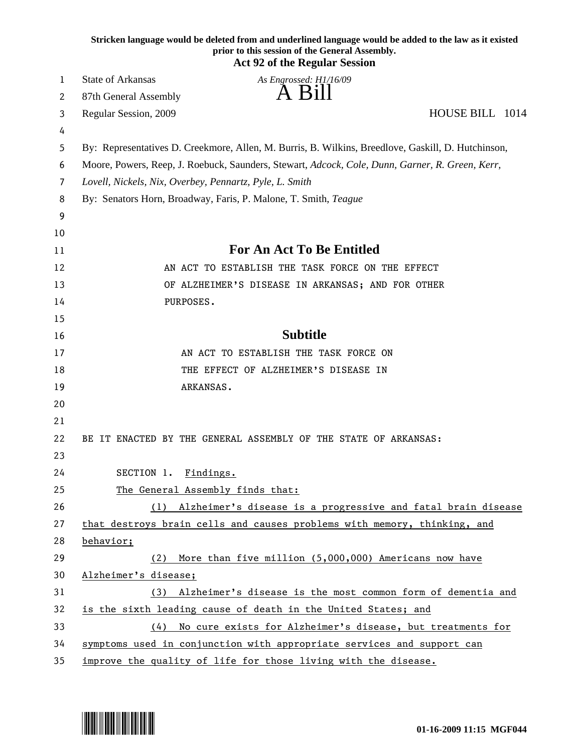**Stricken language would be deleted from and underlined language would be added to the law as it existed prior to this session of the General Assembly.**

**Act 92 of the Regular Session**

State of Arkansas *As Engrossed: H1/16/09*

87th General Assembly

# A Bill

Regular Session, 2009 HOUSE BILL 1014

By: Representatives D. Creekmore, Allen, M. Burris, B. Wilkins, Breedlove, Gaskill, D. Hutchinson, Moore, Powers, Reep, J. Roebuck, Saunders, Stewart, *Adcock, Cole, Dunn, Garner, R. Green, Kerr, Lovell, Nickels, Nix, Overbey, Pennartz, Pyle, L. Smith*

By: Senators Horn, Broadway, Faris, P. Malone, T. Smith, *Teague*

## For An Act To Be Entitled

AN ACT TO ESTABLISH THE TASK FORCE ON THE EFFECT OF ALZHEIMER'S DISEASE IN ARKANSAS; AND FOR OTHER PURPOSES.

## Subtitle

AN ACT TO ESTABLISH THE TASK FORCE ON THE EFFECT OF ALZHEIMER'S DISEASE IN ARKANSAS.

BE IT ENACTED BY THE GENERAL ASSEMBLY OF THE STATE OF ARKANSAS:

SECTION 1. <u>Findings.</u>

<u>The General Assembly finds that:</u>

<u>(1) Alzheimer's disease is a progressive and fatal brain disease that destroys brain cells and causes problems with memory, thinking, and behavior;</u>

<u>(2) More than five million (5,000,000) Americans now have Alzheimer's disease;</u>

<u>(3) Alzheimer's disease is the most common form of dementia and is the sixth leading cause of death in the United States; and</u>

<u>(4) No cure exists for Alzheimer's disease, but treatments for symptoms used in conjunction with appropriate services and support can improve the quality of life for those living with the disease.</u>

01-16-2009 11:15 MGF044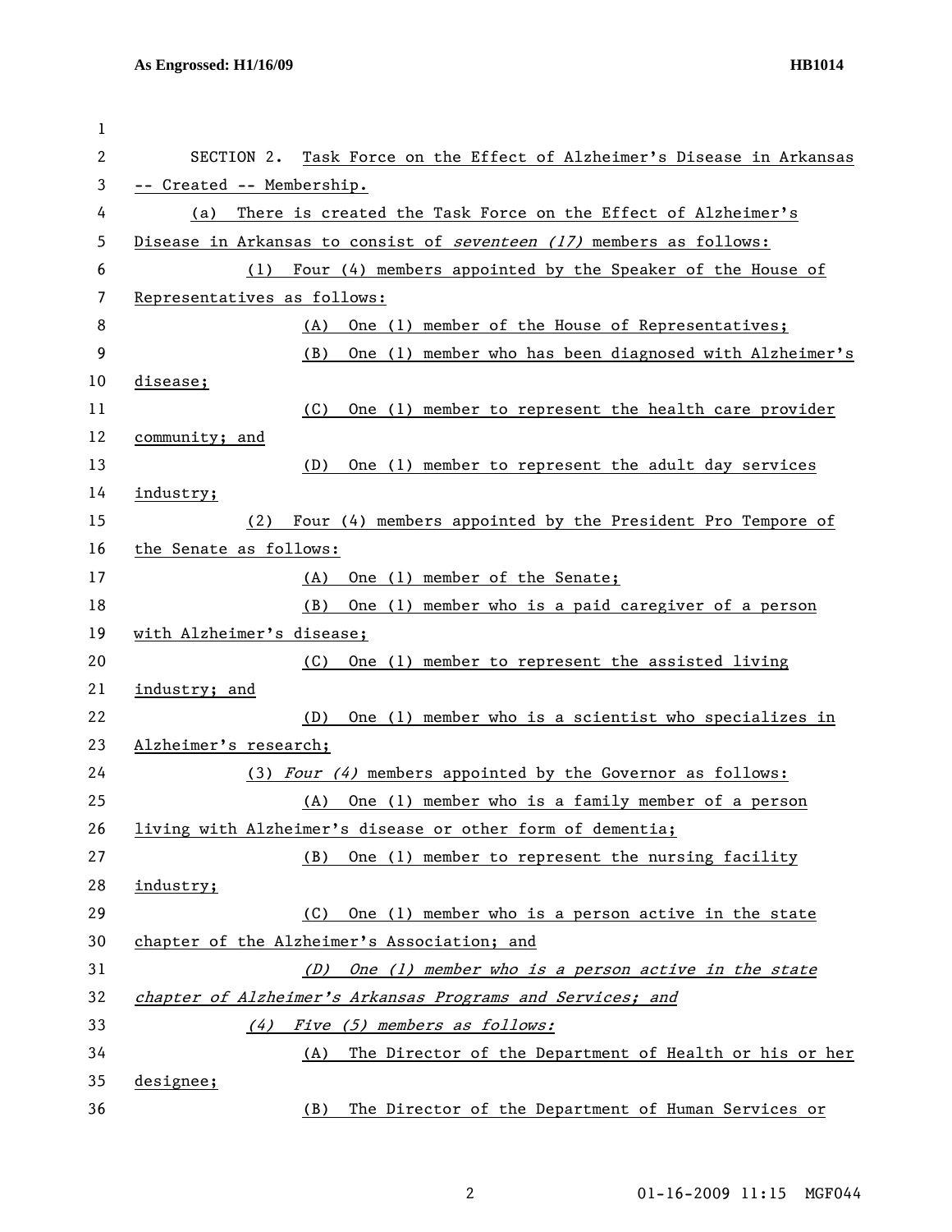SECTION 2. Task Force on the Effect of Alzheimer's Disease in Arkansas -- Created -- Membership.

(a) There is created the Task Force on the Effect of Alzheimer's Disease in Arkansas to consist of *seventeen (17)* members as follows:

(1) Four (4) members appointed by the Speaker of the House of Representatives as follows:

(A) One (1) member of the House of Representatives;

(B) One (1) member who has been diagnosed with Alzheimer's disease;

(C) One (1) member to represent the health care provider community; and

(D) One (1) member to represent the adult day services industry;

(2) Four (4) members appointed by the President Pro Tempore of the Senate as follows:

(A) One (1) member of the Senate;

(B) One (1) member who is a paid caregiver of a person with Alzheimer's disease;

(C) One (1) member to represent the assisted living industry; and

(D) One (1) member who is a scientist who specializes in Alzheimer's research;

(3) *Four (4)* members appointed by the Governor as follows:

(A) One (1) member who is a family member of a person living with Alzheimer's disease or other form of dementia;

(B) One (1) member to represent the nursing facility industry;

(C) One (1) member who is a person active in the state chapter of the Alzheimer's Association; and

*(D) One (1) member who is a person active in the state chapter of Alzheimer's Arkansas Programs and Services; and*

*(4) Five (5) members as follows:*

(A) The Director of the Department of Health or his or her designee;

(B) The Director of the Department of Human Services or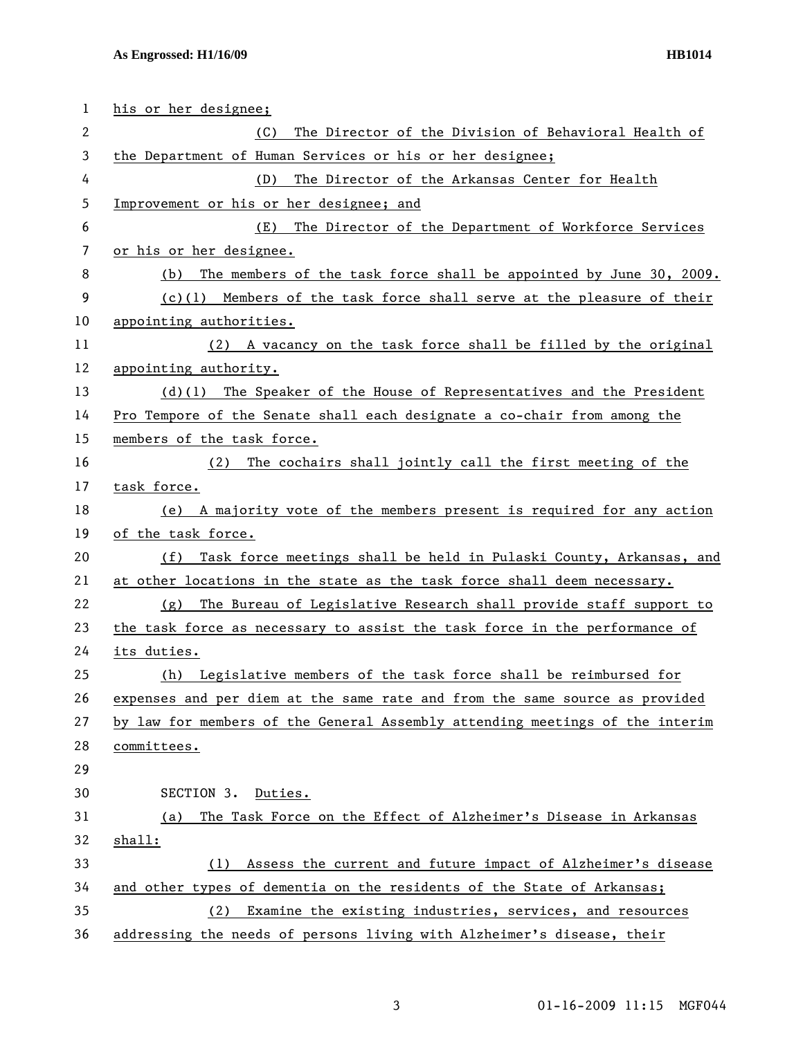his or her designee;

(C) The Director of the Division of Behavioral Health of the Department of Human Services or his or her designee;

(D) The Director of the Arkansas Center for Health Improvement or his or her designee; and

(E) The Director of the Department of Workforce Services or his or her designee.

(b) The members of the task force shall be appointed by June 30, 2009.

(c)(1) Members of the task force shall serve at the pleasure of their appointing authorities.

(2) A vacancy on the task force shall be filled by the original appointing authority.

(d)(1) The Speaker of the House of Representatives and the President Pro Tempore of the Senate shall each designate a co-chair from among the members of the task force.

(2) The cochairs shall jointly call the first meeting of the task force.

(e) A majority vote of the members present is required for any action of the task force.

(f) Task force meetings shall be held in Pulaski County, Arkansas, and at other locations in the state as the task force shall deem necessary.

(g) The Bureau of Legislative Research shall provide staff support to the task force as necessary to assist the task force in the performance of its duties.

(h) Legislative members of the task force shall be reimbursed for expenses and per diem at the same rate and from the same source as provided by law for members of the General Assembly attending meetings of the interim committees.

SECTION 3. Duties.

(a) The Task Force on the Effect of Alzheimer's Disease in Arkansas shall:

(1) Assess the current and future impact of Alzheimer's disease and other types of dementia on the residents of the State of Arkansas;

(2) Examine the existing industries, services, and resources addressing the needs of persons living with Alzheimer's disease, their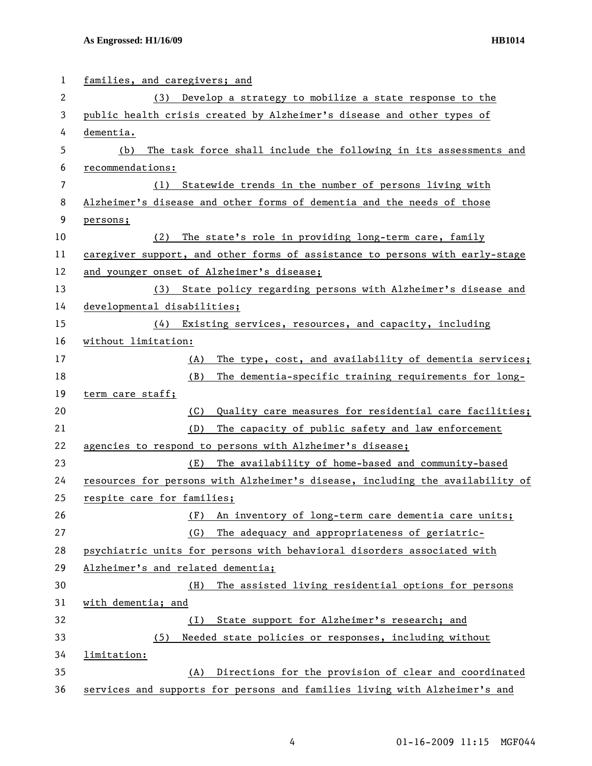families, and caregivers; and

(3) Develop a strategy to mobilize a state response to the public health crisis created by Alzheimer's disease and other types of dementia.

(b) The task force shall include the following in its assessments and recommendations:

(1) Statewide trends in the number of persons living with Alzheimer's disease and other forms of dementia and the needs of those persons;

(2) The state's role in providing long-term care, family caregiver support, and other forms of assistance to persons with early-stage and younger onset of Alzheimer's disease;

(3) State policy regarding persons with Alzheimer's disease and developmental disabilities;

(4) Existing services, resources, and capacity, including without limitation:

(A) The type, cost, and availability of dementia services;

(B) The dementia-specific training requirements for long-term care staff;

(C) Quality care measures for residential care facilities;

(D) The capacity of public safety and law enforcement agencies to respond to persons with Alzheimer's disease;

(E) The availability of home-based and community-based resources for persons with Alzheimer's disease, including the availability of respite care for families;

(F) An inventory of long-term care dementia care units;

(G) The adequacy and appropriateness of geriatric-psychiatric units for persons with behavioral disorders associated with Alzheimer's and related dementia;

(H) The assisted living residential options for persons with dementia; and

(I) State support for Alzheimer's research; and

(5) Needed state policies or responses, including without limitation:

(A) Directions for the provision of clear and coordinated services and supports for persons and families living with Alzheimer's and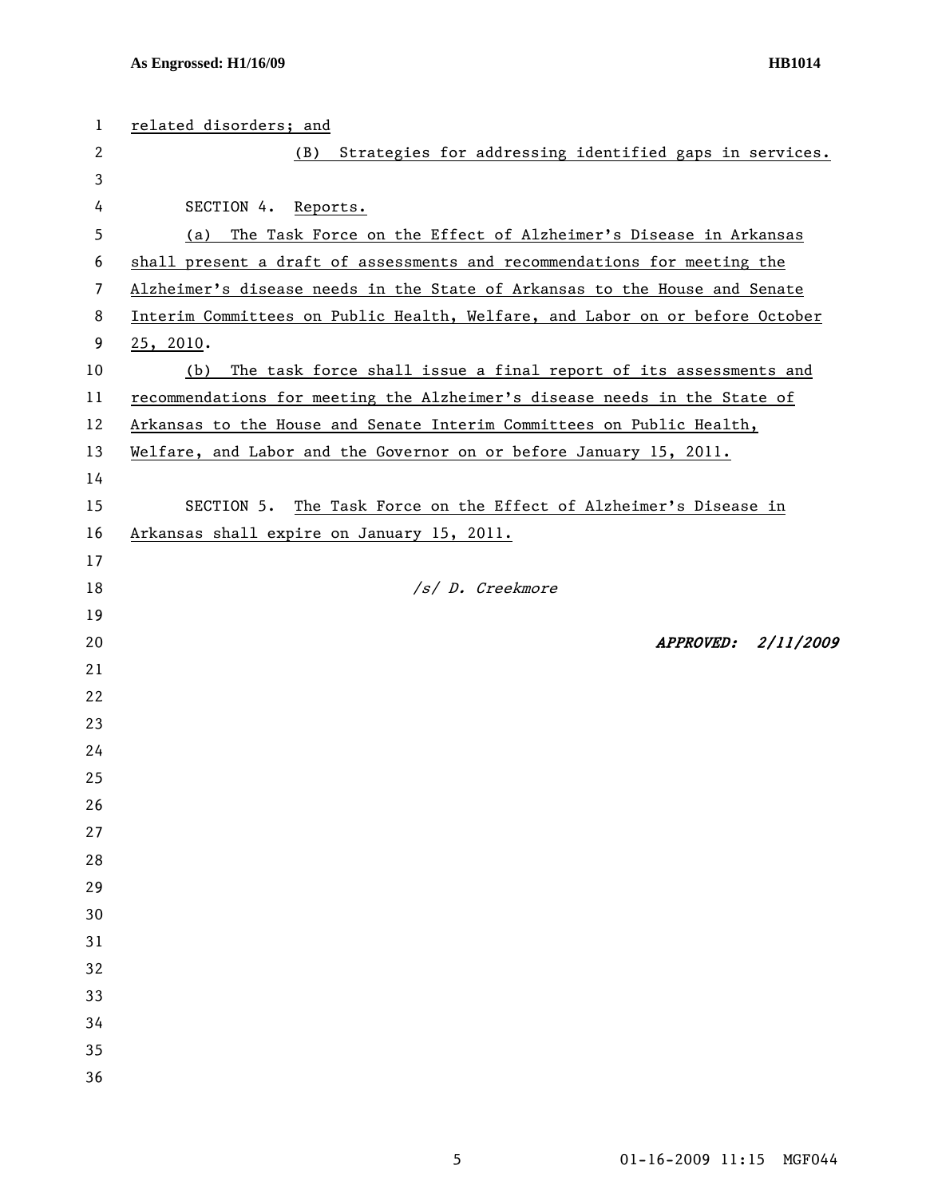related disorders; and

(B) Strategies for addressing identified gaps in services.

SECTION 4. Reports.

(a) The Task Force on the Effect of Alzheimer's Disease in Arkansas shall present a draft of assessments and recommendations for meeting the Alzheimer's disease needs in the State of Arkansas to the House and Senate Interim Committees on Public Health, Welfare, and Labor on or before October 25, 2010.

(b) The task force shall issue a final report of its assessments and recommendations for meeting the Alzheimer's disease needs in the State of Arkansas to the House and Senate Interim Committees on Public Health, Welfare, and Labor and the Governor on or before January 15, 2011.

SECTION 5. The Task Force on the Effect of Alzheimer's Disease in Arkansas shall expire on January 15, 2011.

*/s/ D. Creekmore*

***APPROVED: 2/11/2009***